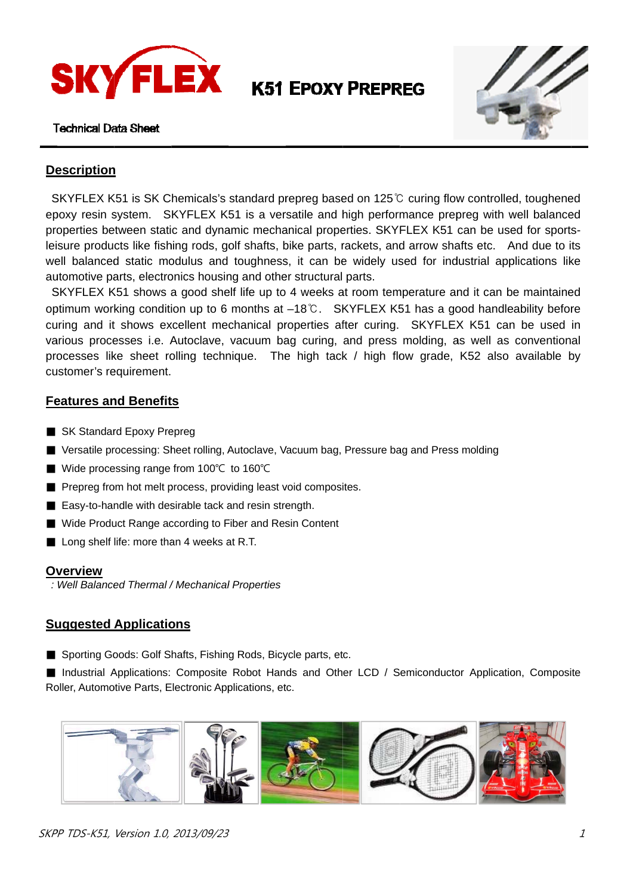# SKYFLEX

# K51 Epoxy Prepreg

Technical Data Sheet

## Description

SKYFLEX K51 is SK Chemicals's standard prepreg based on 125℃ curing flow controlled, toughened epoxy resin system. SKYFLEX K51 is a versatile and high performance prepreg with well balanced properties between static and dynamic mechanical properties. SKYFLEX K51 can be used for sports-leisure products like fishing rods, golf shafts, bike parts, rackets, and arrow shafts etc. And due to its well balanced static modulus and toughness, it can be widely used for industrial applications like automotive parts, electronics housing and other structural parts.

SKYFLEX K51 shows a good shelf life up to 4 weeks at room temperature and it can be maintained optimum working condition up to 6 months at –18℃. SKYFLEX K51 has a good handleability before curing and it shows excellent mechanical properties after curing. SKYFLEX K51 can be used in various processes i.e. Autoclave, vacuum bag curing, and press molding, as well as conventional processes like sheet rolling technique. The high tack / high flow grade, K52 also available by customer's requirement.

## Features and Benefits

- SK Standard Epoxy Prepreg
- Versatile processing: Sheet rolling, Autoclave, Vacuum bag, Pressure bag and Press molding
- Wide processing range from 100℃ to 160℃
- Prepreg from hot melt process, providing least void composites.
- Easy-to-handle with desirable tack and resin strength.
- Wide Product Range according to Fiber and Resin Content
- Long shelf life: more than 4 weeks at R.T.

## Overview

*: Well Balanced Thermal / Mechanical Properties*

## Suggested Applications

- Sporting Goods: Golf Shafts, Fishing Rods, Bicycle parts, etc.
- Industrial Applications: Composite Robot Hands and Other LCD / Semiconductor Application, Composite Roller, Automotive Parts, Electronic Applications, etc.

*SKPP TDS-K51, Version 1.0, 2013/09/23*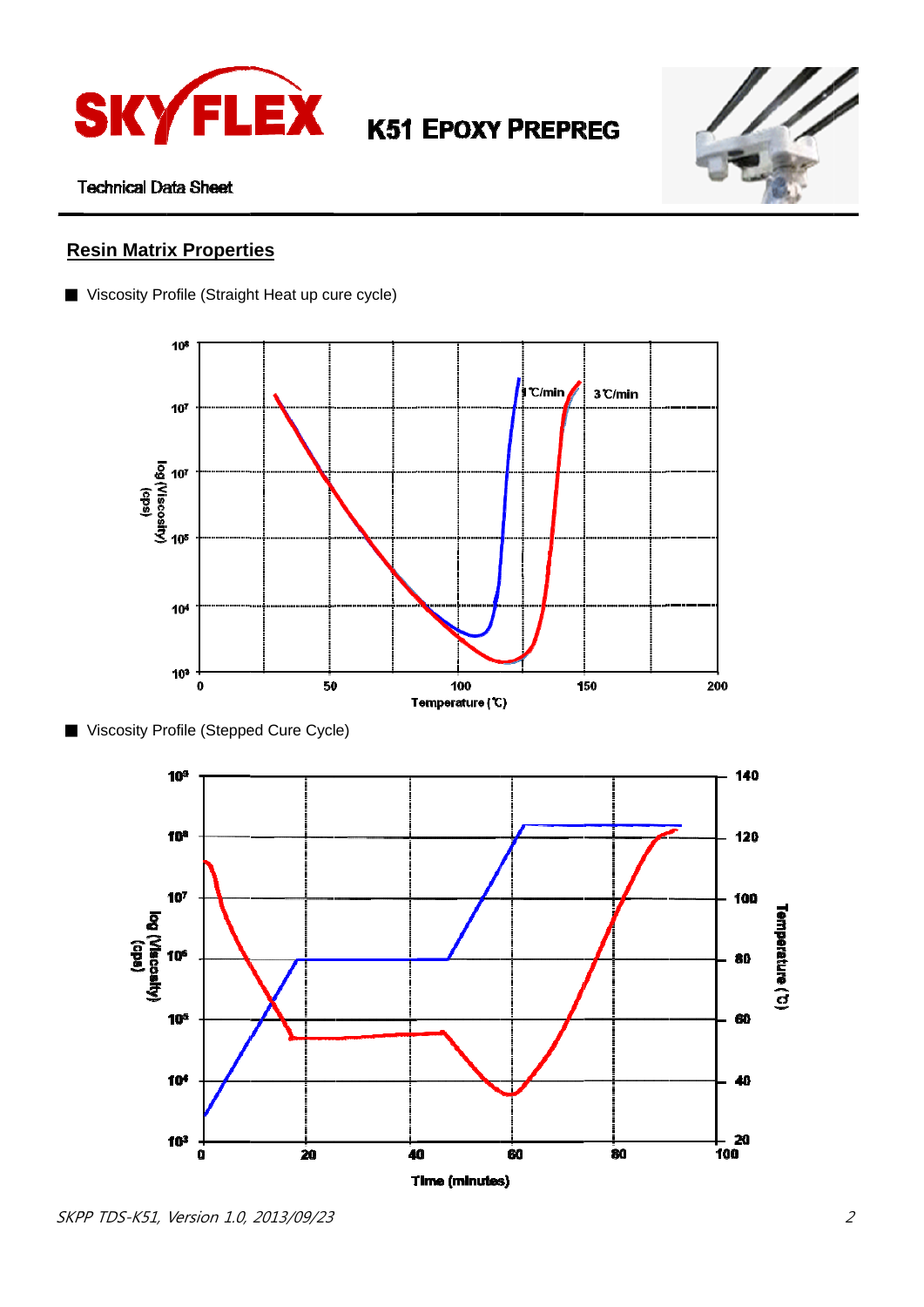## Resin Matrix Properties

■ Viscosity Profile (Straight Heat up cure cycle)

■ Viscosity Profile (Stepped Cure Cycle)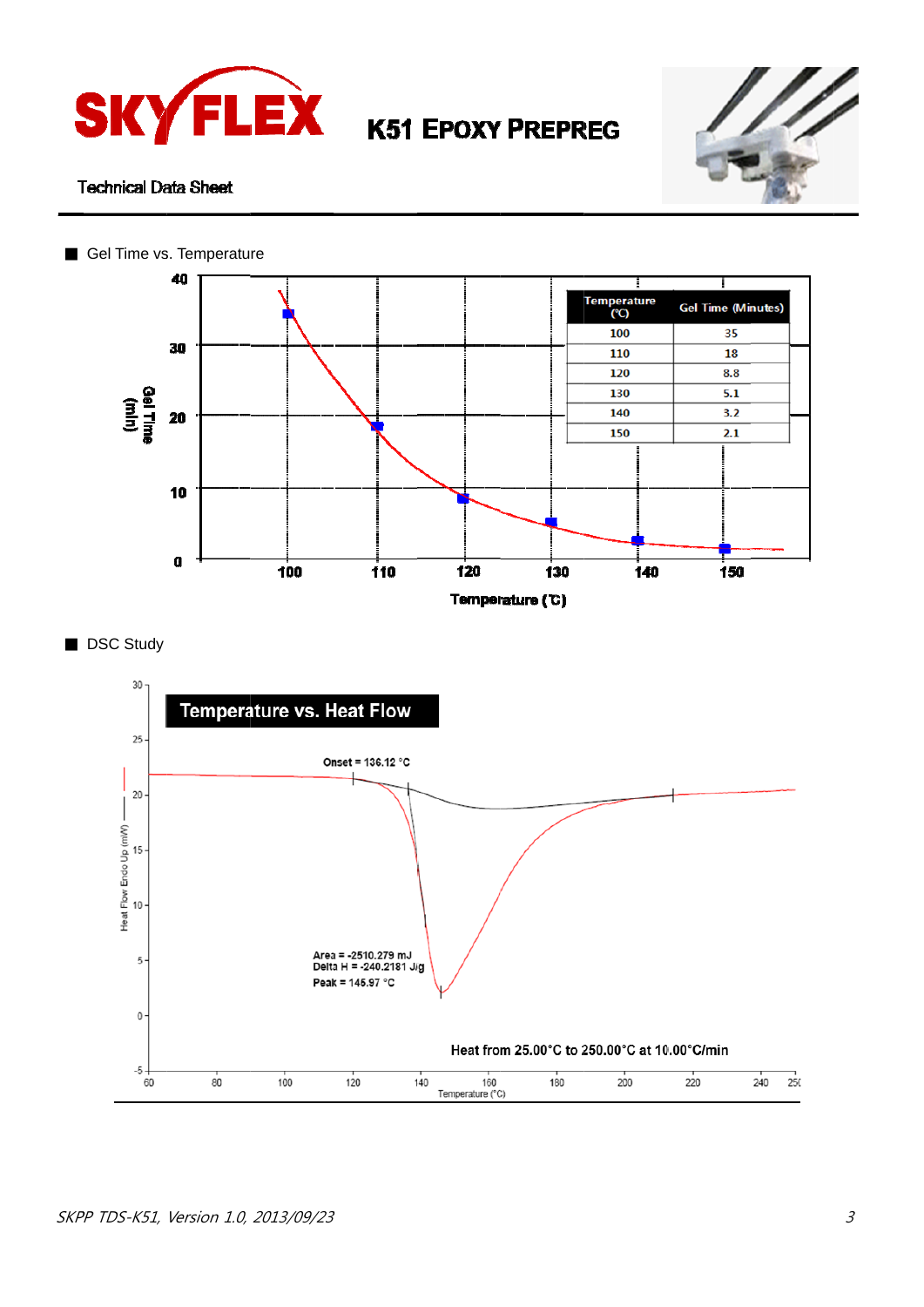## Gel Time vs. Temperature

| Temperature (℃) | Gel Time (Minutes) |
|---|---|
| 100 | 35 |
| 110 | 18 |
| 120 | 8.8 |
| 130 | 5.1 |
| 140 | 3.2 |
| 150 | 2.1 |

## DSC Study

Temperature vs. Heat Flow

Onset = 136.12 °C

Area = -2510.279 mJ
Delta H = -240.2181 J/g
Peak = 145.97 °C

Heat from 25.00°C to 250.00°C at 10.00°C/min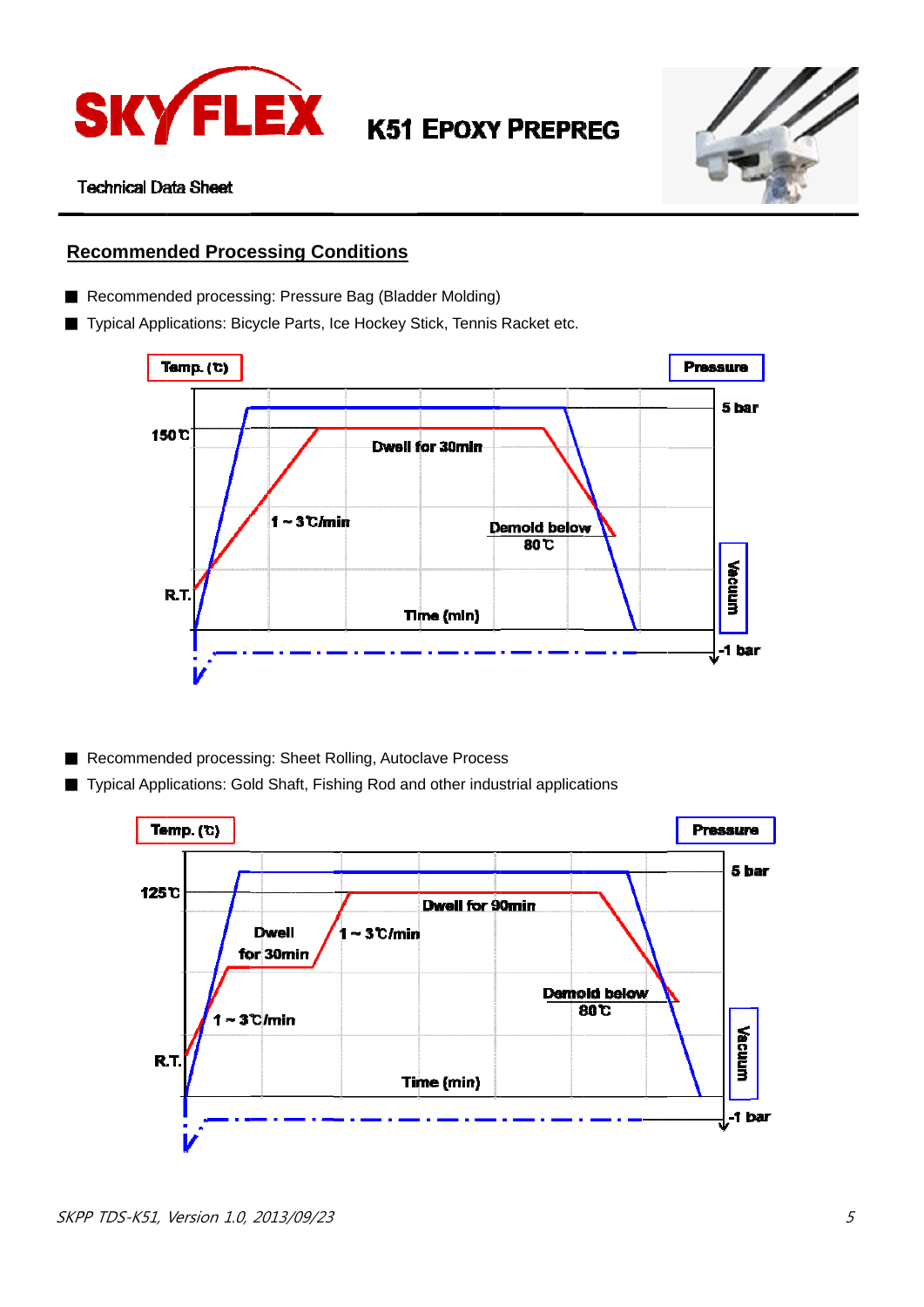# SKYFLEX K51 EPOXY PREPREG

Technical Data Sheet

## Recommended Processing Conditions

- Recommended processing: Pressure Bag (Bladder Molding)
- Typical Applications: Bicycle Parts, Ice Hockey Stick, Tennis Racket etc.

Temp. (℃)

Pressure

5 bar

150℃

Dwell for 30min

1 ~ 3℃/min

Demold below 80℃

R.T.

Time (min)

Vacuum

-1 bar

- Recommended processing: Sheet Rolling, Autoclave Process
- Typical Applications: Gold Shaft, Fishing Rod and other industrial applications

Temp. (℃)

Pressure

5 bar

125℃

Dwell for 90min

Dwell for 30min

1 ~ 3℃/min

Demold below 80℃

1 ~ 3℃/min

R.T.

Time (min)

Vacuum

-1 bar

SKPP TDS-K51, Version 1.0, 2013/09/23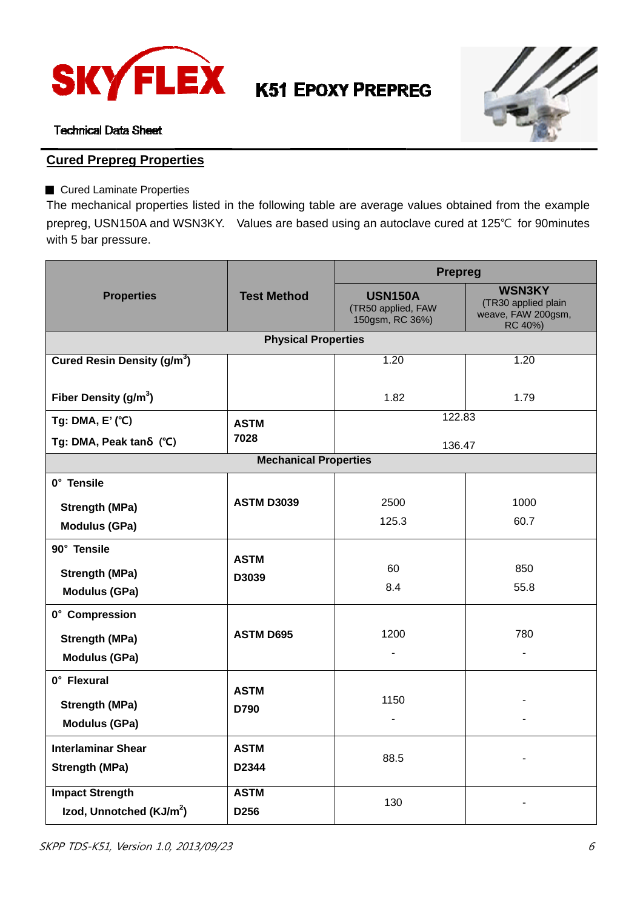**SKYFLEX** **K51 EPOXY PREPREG**

Technical Data Sheet

## Cured Prepreg Properties

■ Cured Laminate Properties

The mechanical properties listed in the following table are average values obtained from the example prepreg, USN150A and WSN3KY. Values are based using an autoclave cured at 125℃ for 90minutes with 5 bar pressure.

| Properties | Test Method | Prepreg | |
|---|---|---|---|
| | | **USN150A** (TR50 applied, FAW 150gsm, RC 36%) | **WSN3KY** (TR30 applied plain weave, FAW 200gsm, RC 40%) |
| **Physical Properties** | | | |
| **Cured Resin Density (g/m$^3$)** | | 1.20 | 1.20 |
| **Fiber Density (g/m$^3$)** | | 1.82 | 1.79 |
| **Tg: DMA, E' (℃)** | **ASTM 7028** | 122.83 | |
| **Tg: DMA, Peak tanδ (℃)** | | 136.47 | |
| **Mechanical Properties** | | | |
| **0° Tensile Strength (MPa)** | **ASTM D3039** | 2500 | 1000 |
| **0° Tensile Modulus (GPa)** | | 125.3 | 60.7 |
| **90° Tensile Strength (MPa)** | **ASTM D3039** | 60 | 850 |
| **90° Tensile Modulus (GPa)** | | 8.4 | 55.8 |
| **0° Compression Strength (MPa)** | **ASTM D695** | 1200 | 780 |
| **0° Compression Modulus (GPa)** | | - | - |
| **0° Flexural Strength (MPa)** | **ASTM D790** | 1150 | - |
| **0° Flexural Modulus (GPa)** | | - | - |
| **Interlaminar Shear Strength (MPa)** | **ASTM D2344** | 88.5 | - |
| **Impact Strength Izod, Unnotched (KJ/m$^2$)** | **ASTM D256** | 130 | - |

*SKPP TDS-K51, Version 1.0, 2013/09/23*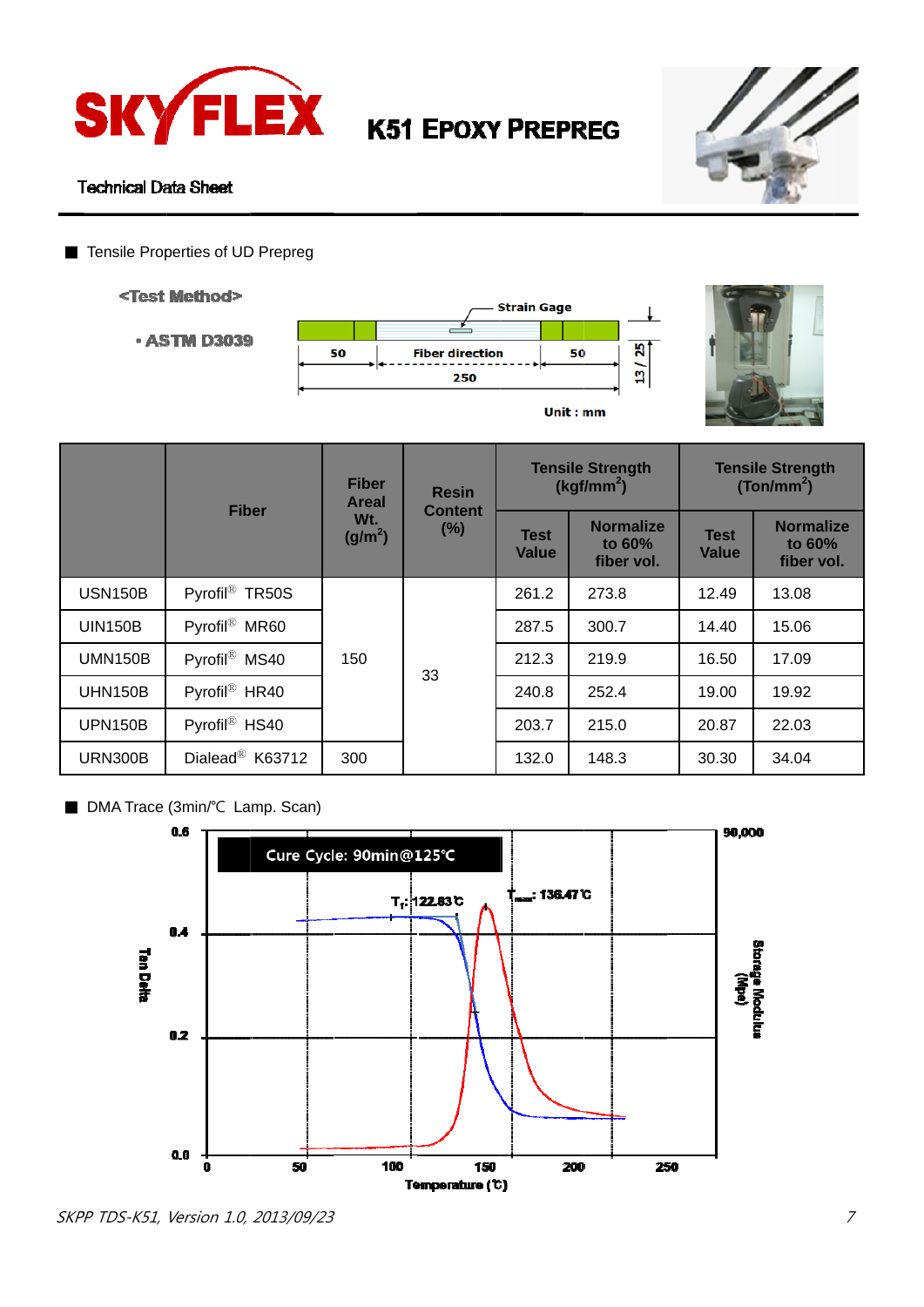# K51 Epoxy Prepreg

Technical Data Sheet

■ Tensile Properties of UD Prepreg

<Test Method>

• ASTM D3039

Strain Gage

50 | Fiber direction | 50

250

13 / 25

Unit : mm

|  | Fiber | Fiber Areal Wt. ($g/m^2$) | Resin Content (%) | Tensile Strength ($kgf/mm^2$) |  | Tensile Strength ($Ton/mm^2$) |  |
|---|---|---|---|---|---|---|---|
|  |  |  |  | Test Value | Normalize to 60% fiber vol. | Test Value | Normalize to 60% fiber vol. |
| USN150B | Pyrofil® TR50S | 150 | 33 | 261.2 | 273.8 | 12.49 | 13.08 |
| UIN150B | Pyrofil® MR60 | 150 | 33 | 287.5 | 300.7 | 14.40 | 15.06 |
| UMN150B | Pyrofil® MS40 | 150 | 33 | 212.3 | 219.9 | 16.50 | 17.09 |
| UHN150B | Pyrofil® HR40 | 150 | 33 | 240.8 | 252.4 | 19.00 | 19.92 |
| UPN150B | Pyrofil® HS40 | 150 | 33 | 203.7 | 215.0 | 20.87 | 22.03 |
| URN300B | Dialead® K63712 | 300 | 33 | 132.0 | 148.3 | 30.30 | 34.04 |

■ DMA Trace (3min/℃ Lamp. Scan)

Cure Cycle: 90min@125℃

$T_g$: 122.63℃

$T_{max}$: 136.47℃

Tan Delta: 0.0, 0.2, 0.4, 0.6

Storage Modulus (Mpa): 90,000

Temperature (℃): 0, 50, 100, 150, 200, 250

SKPP TDS-K51, Version 1.0, 2013/09/23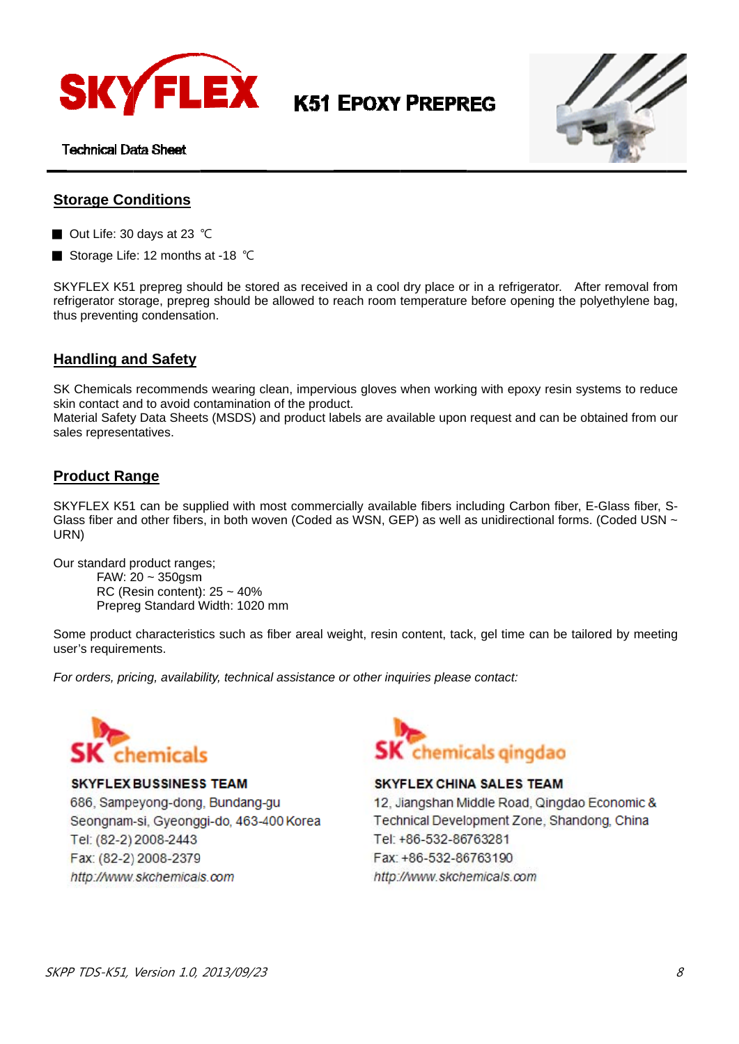SKYFLEX

# K51 Epoxy Prepreg

Technical Data Sheet

## Storage Conditions

- Out Life: 30 days at 23 ℃
- Storage Life: 12 months at -18 ℃

SKYFLEX K51 prepreg should be stored as received in a cool dry place or in a refrigerator. After removal from refrigerator storage, prepreg should be allowed to reach room temperature before opening the polyethylene bag, thus preventing condensation.

## Handling and Safety

SK Chemicals recommends wearing clean, impervious gloves when working with epoxy resin systems to reduce skin contact and to avoid contamination of the product.
Material Safety Data Sheets (MSDS) and product labels are available upon request and can be obtained from our sales representatives.

## Product Range

SKYFLEX K51 can be supplied with most commercially available fibers including Carbon fiber, E-Glass fiber, S-Glass fiber and other fibers, in both woven (Coded as WSN, GEP) as well as unidirectional forms. (Coded USN ~ URN)

Our standard product ranges;
FAW: 20 ~ 350gsm
RC (Resin content): 25 ~ 40%
Prepreg Standard Width: 1020 mm

Some product characteristics such as fiber areal weight, resin content, tack, gel time can be tailored by meeting user's requirements.

*For orders, pricing, availability, technical assistance or other inquiries please contact:*

SK chemicals

**SKYFLEX BUSSINESS TEAM**
686, Sampeyong-dong, Bundang-gu
Seongnam-si, Gyeonggi-do, 463-400 Korea
Tel: (82-2) 2008-2443
Fax: (82-2) 2008-2379
*http://www.skchemicals.com*

SK chemicals qingdao

**SKYFLEX CHINA SALES TEAM**
12, Jiangshan Middle Road, Qingdao Economic & Technical Development Zone, Shandong, China
Tel: +86-532-86763281
Fax: +86-532-86763190
*http://www.skchemicals.com*

*SKPP TDS-K51, Version 1.0, 2013/09/23*